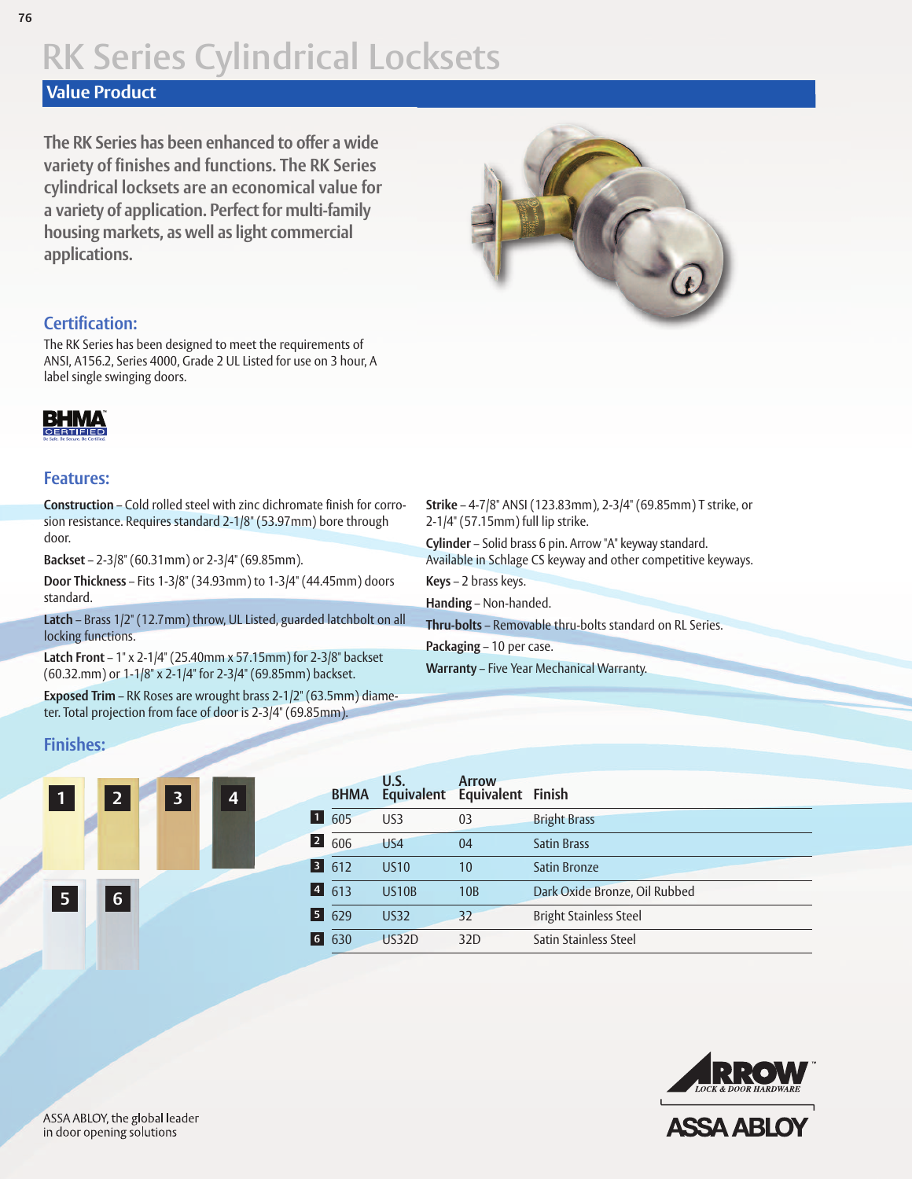# RK Series Cylindrical Locksets

## Value Product

The RK Series has been enhanced to offer a wide variety of finishes and functions. The RK Series cylindrical locksets are an economical value for a variety of application. Perfect for multi-family housing markets, as well as light commercial applications.

### Certification:

The RK Series has been designed to meet the requirements of ANSI, A156.2, Series 4000, Grade 2 UL Listed for use on 3 hour, A label single swinging doors.

BHMA CERTIFIED

### Features:

**Construction** – Cold rolled steel with zinc dichromate finish for corrosion resistance. Requires standard 2-1/8" (53.97mm) bore through door.

**Backset** – 2-3/8" (60.31mm) or 2-3/4" (69.85mm).

**Door Thickness** – Fits 1-3/8" (34.93mm) to 1-3/4" (44.45mm) doors standard.

**Latch** – Brass 1/2" (12.7mm) throw, UL Listed, guarded latchbolt on all locking functions.

**Latch Front** – 1" x 2-1/4" (25.40mm x 57.15mm) for 2-3/8" backset (60.32.mm) or 1-1/8" x 2-1/4" for 2-3/4" (69.85mm) backset.

**Exposed Trim** – RK Roses are wrought brass 2-1/2" (63.5mm) diameter. Total projection from face of door is 2-3/4" (69.85mm).

**Strike** – 4-7/8" ANSI (123.83mm), 2-3/4" (69.85mm) T strike, or 2-1/4" (57.15mm) full lip strike.

**Cylinder** – Solid brass 6 pin. Arrow "A" keyway standard. Available in Schlage CS keyway and other competitive keyways.

**Keys** – 2 brass keys.

**Handing** – Non-handed.

**Thru-bolts** – Removable thru-bolts standard on RL Series.

**Packaging** – 10 per case.

**Warranty** – Five Year Mechanical Warranty.

### Finishes:

| | BHMA | U.S. Equivalent | Arrow Equivalent | Finish |
|---|---|---|---|---|
| 1 | 605 | US3 | 03 | Bright Brass |
| 2 | 606 | US4 | 04 | Satin Brass |
| 3 | 612 | US10 | 10 | Satin Bronze |
| 4 | 613 | US10B | 10B | Dark Oxide Bronze, Oil Rubbed |
| 5 | 629 | US32 | 32 | Bright Stainless Steel |
| 6 | 630 | US32D | 32D | Satin Stainless Steel |

ASSA ABLOY, the global leader in door opening solutions

ARROW LOCK & DOOR HARDWARE

ASSA ABLOY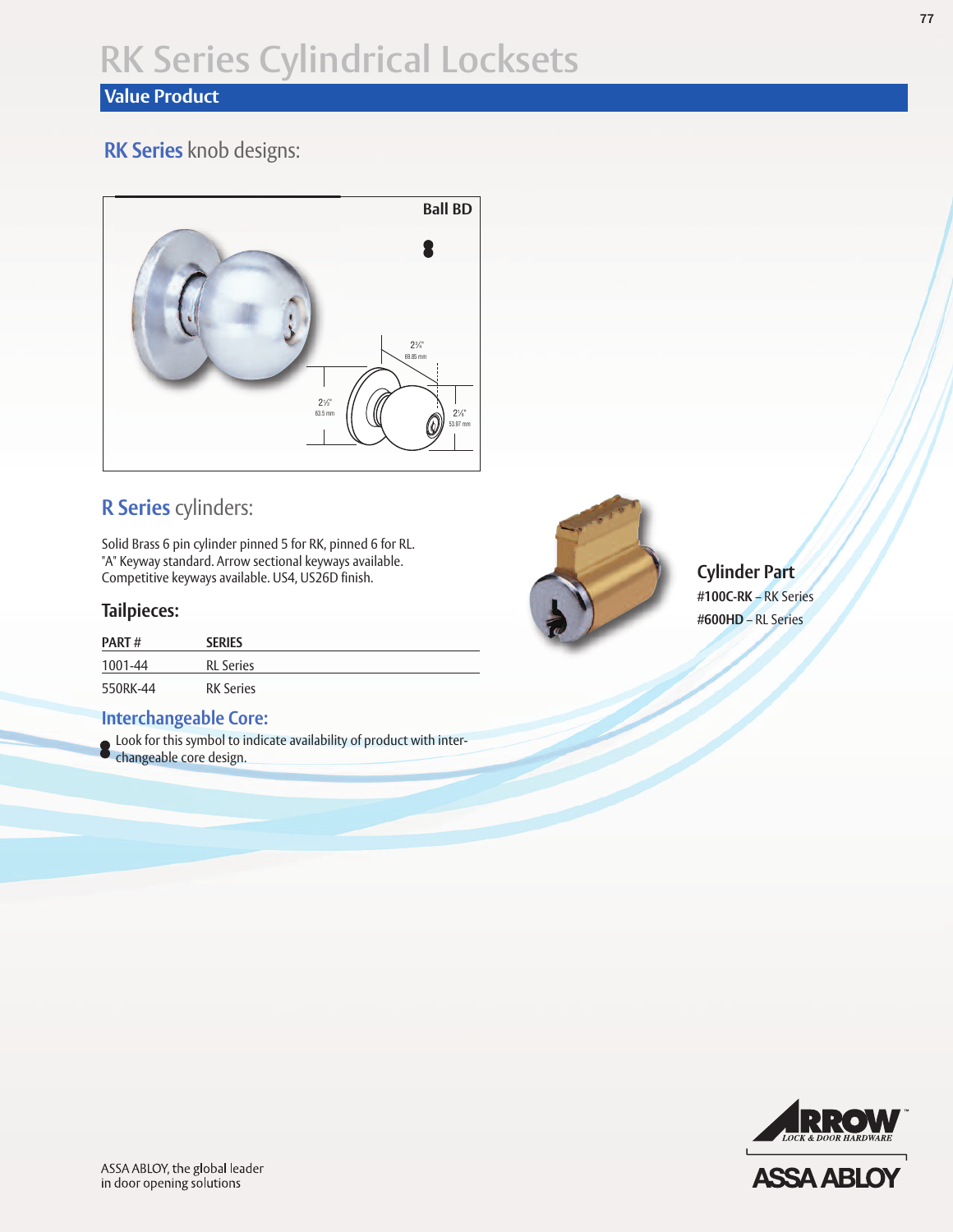# RK Series Cylindrical Locksets

## Value Product

### RK Series knob designs:

**Ball BD**

2¾"
69.85 mm

2½"
63.5 mm

2⅛"
53.97 mm

### R Series cylinders:

Solid Brass 6 pin cylinder pinned 5 for RK, pinned 6 for RL. "A" Keyway standard. Arrow sectional keyways available. Competitive keyways available. US4, US26D finish.

### Tailpieces:

| PART # | SERIES |
|---|---|
| 1001-44 | RL Series |
| 550RK-44 | RK Series |

**Cylinder Part**

**#100C-RK** – RK Series

**#600HD** – RL Series

### Interchangeable Core:

Look for this symbol to indicate availability of product with interchangeable core design.

ARROW LOCK & DOOR HARDWARE

ASSA ABLOY

ASSA ABLOY, the global leader in door opening solutions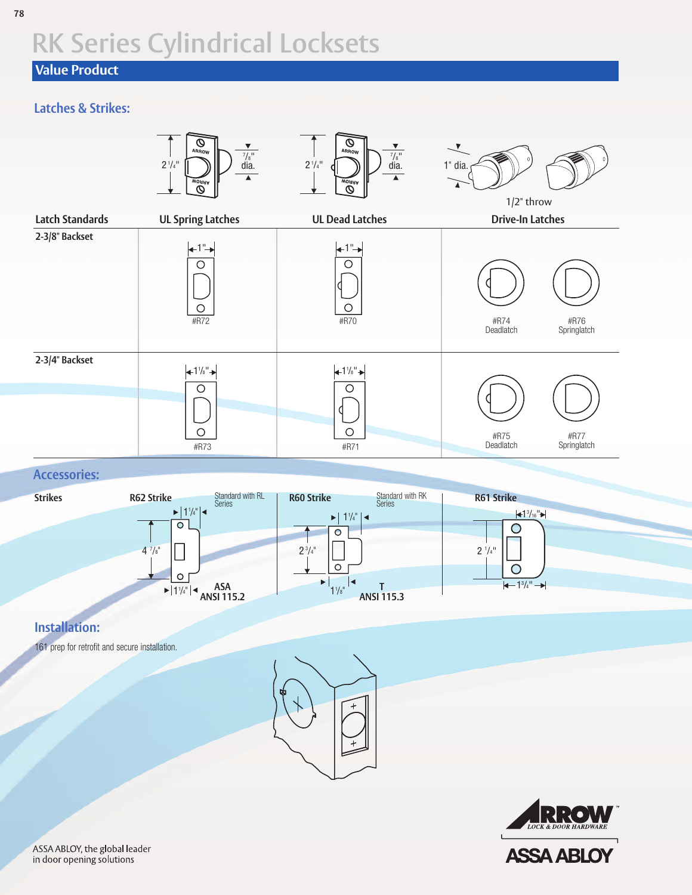# RK Series Cylindrical Locksets

## Value Product

### Latches & Strikes:

2 1/4" — 7/8" dia. — 2 1/4" — 7/8" dia. — 1" dia. — 1/2" throw

| Latch Standards | UL Spring Latches | UL Dead Latches | Drive-In Latches | |
|---|---|---|---|---|
| **2-3/8" Backset** | 1" #R72 | 1" #R70 | #R74 Deadlatch | #R76 Springlatch |
| **2-3/4" Backset** | 1 1/8" #R73 | 1 1/8" #R71 | #R75 Deadlatch | #R77 Springlatch |

### Accessories:

| Strikes | R62 Strike | R60 Strike | R61 Strike |
|---|---|---|---|
| | Standard with RL Series | Standard with RK Series | |
| | 1 1/4", 4 7/8", 1 1/4" | 1 1/4", 2 3/4", 1 1/8" | 1 3/16", 2 1/4", 1 3/4" |
| | ASA ANSI 115.2 | T ANSI 115.3 | |

### Installation:

161 prep for retrofit and secure installation.

ARROW LOCK & DOOR HARDWARE

ASSA ABLOY

ASSA ABLOY, the global leader in door opening solutions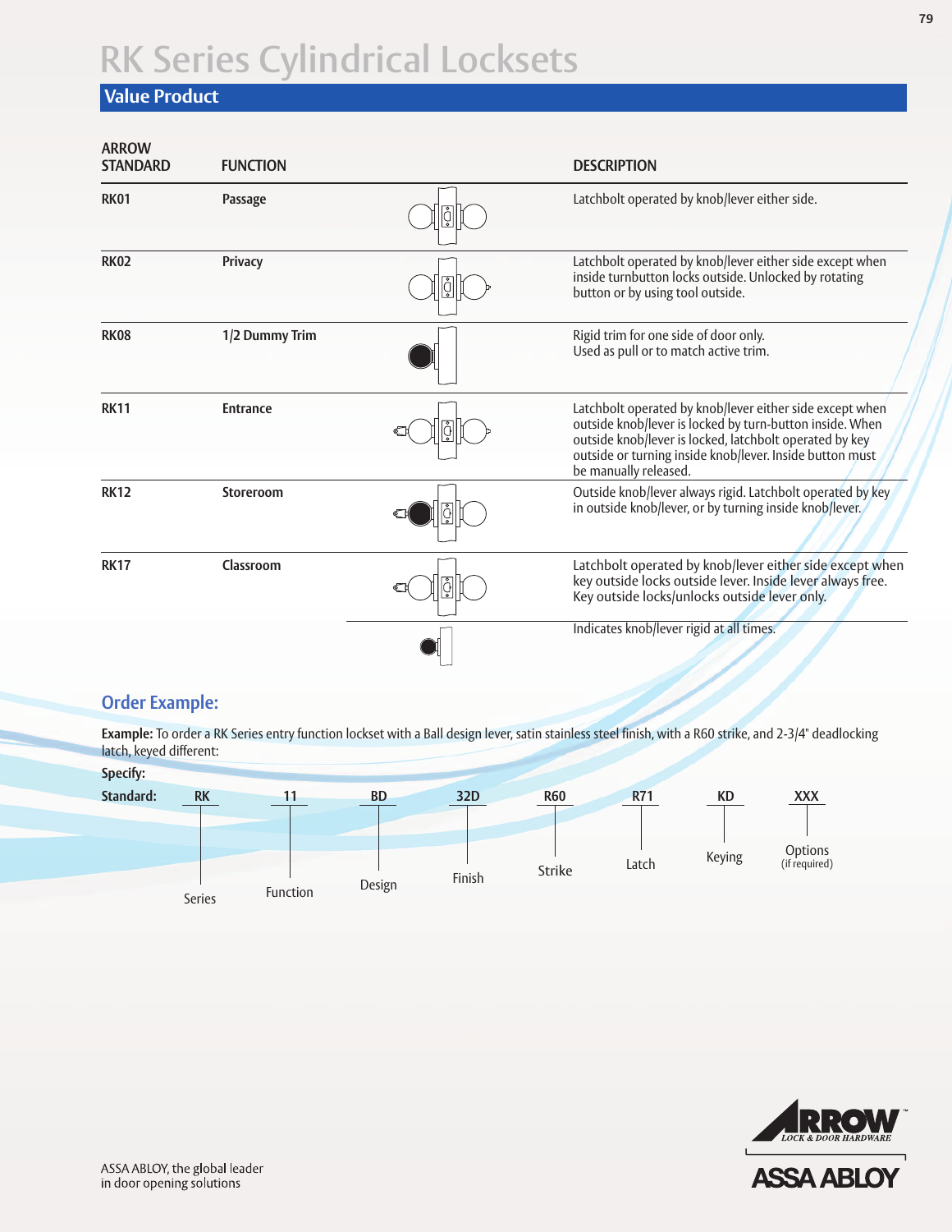# RK Series Cylindrical Locksets

## Value Product

| ARROW STANDARD | FUNCTION | DESCRIPTION |
|---|---|---|
| RK01 | Passage | Latchbolt operated by knob/lever either side. |
| RK02 | Privacy | Latchbolt operated by knob/lever either side except when inside turnbutton locks outside. Unlocked by rotating button or by using tool outside. |
| RK08 | 1/2 Dummy Trim | Rigid trim for one side of door only. Used as pull or to match active trim. |
| RK11 | Entrance | Latchbolt operated by knob/lever either side except when outside knob/lever is locked by turn-button inside. When outside knob/lever is locked, latchbolt operated by key outside or turning inside knob/lever. Inside button must be manually released. |
| RK12 | Storeroom | Outside knob/lever always rigid. Latchbolt operated by key in outside knob/lever, or by turning inside knob/lever. |
| RK17 | Classroom | Latchbolt operated by knob/lever either side except when key outside locks outside lever. Inside lever always free. Key outside locks/unlocks outside lever only. |
| | | Indicates knob/lever rigid at all times. |

## Order Example:

**Example:** To order a RK Series entry function lockset with a Ball design lever, satin stainless steel finish, with a R60 strike, and 2-3/4" deadlocking latch, keyed different:

**Specify:**

| Standard: | RK | 11 | BD | 32D | R60 | R71 | KD | XXX |
|---|---|---|---|---|---|---|---|---|
| | Series | Function | Design | Finish | Strike | Latch | Keying | Options (if required) |

ASSA ABLOY, the global leader in door opening solutions

ARROW LOCK & DOOR HARDWARE

ASSA ABLOY